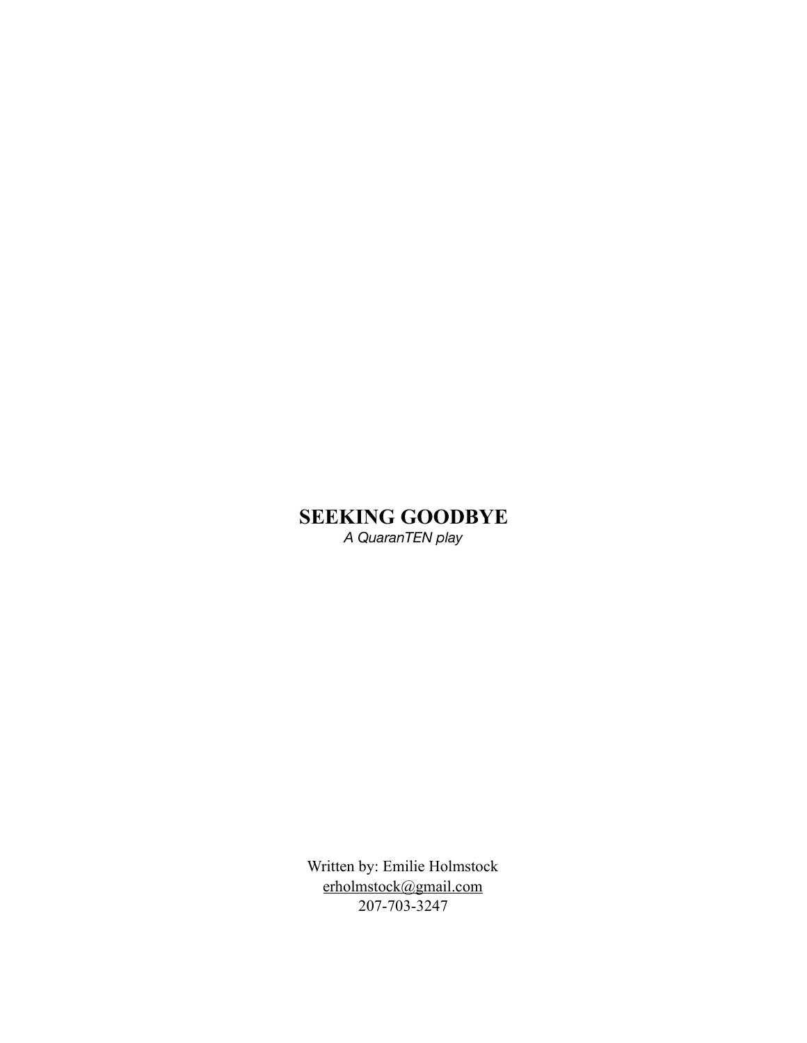# SEEKING GOODBYE

*A QuaranTEN play*

Written by: Emilie Holmstock

erholmstock@gmail.com

207-703-3247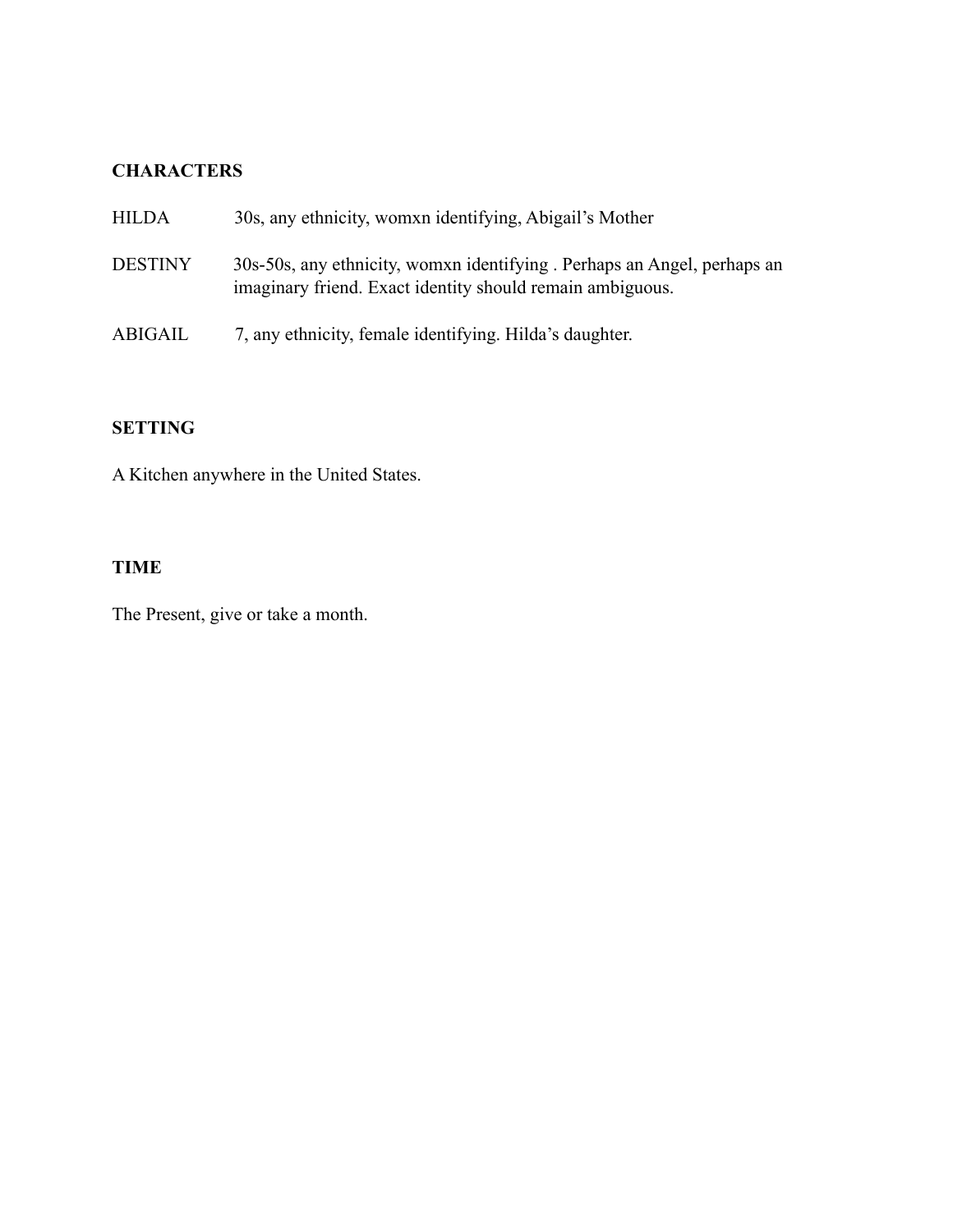**CHARACTERS**

HILDA 30s, any ethnicity, womxn identifying, Abigail's Mother

DESTINY 30s-50s, any ethnicity, womxn identifying . Perhaps an Angel, perhaps an imaginary friend. Exact identity should remain ambiguous.

ABIGAIL 7, any ethnicity, female identifying. Hilda's daughter.

**SETTING**

A Kitchen anywhere in the United States.

**TIME**

The Present, give or take a month.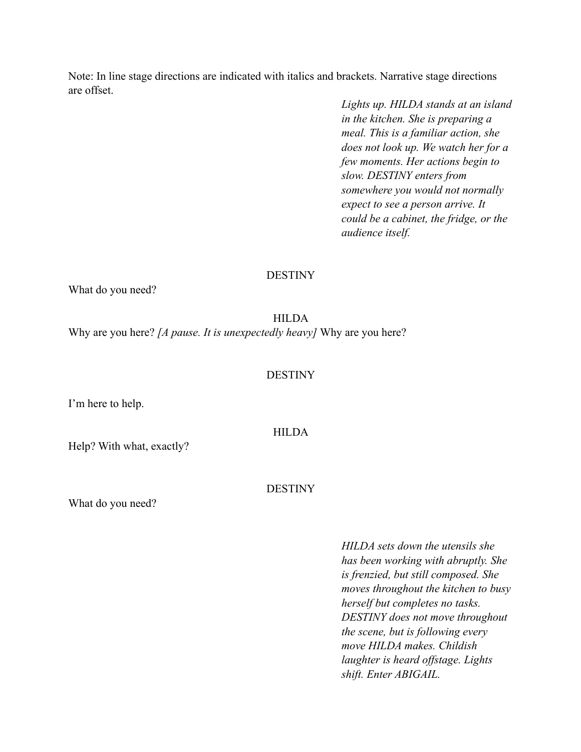Note: In line stage directions are indicated with italics and brackets. Narrative stage directions are offset.

*Lights up. HILDA stands at an island in the kitchen. She is preparing a meal. This is a familiar action, she does not look up. We watch her for a few moments. Her actions begin to slow. DESTINY enters from somewhere you would not normally expect to see a person arrive. It could be a cabinet, the fridge, or the audience itself.*

DESTINY

What do you need?

HILDA

Why are you here? *[A pause. It is unexpectedly heavy]* Why are you here?

DESTINY

I'm here to help.

HILDA

Help? With what, exactly?

DESTINY

What do you need?

*HILDA sets down the utensils she has been working with abruptly. She is frenzied, but still composed. She moves throughout the kitchen to busy herself but completes no tasks. DESTINY does not move throughout the scene, but is following every move HILDA makes. Childish laughter is heard offstage. Lights shift. Enter ABIGAIL.*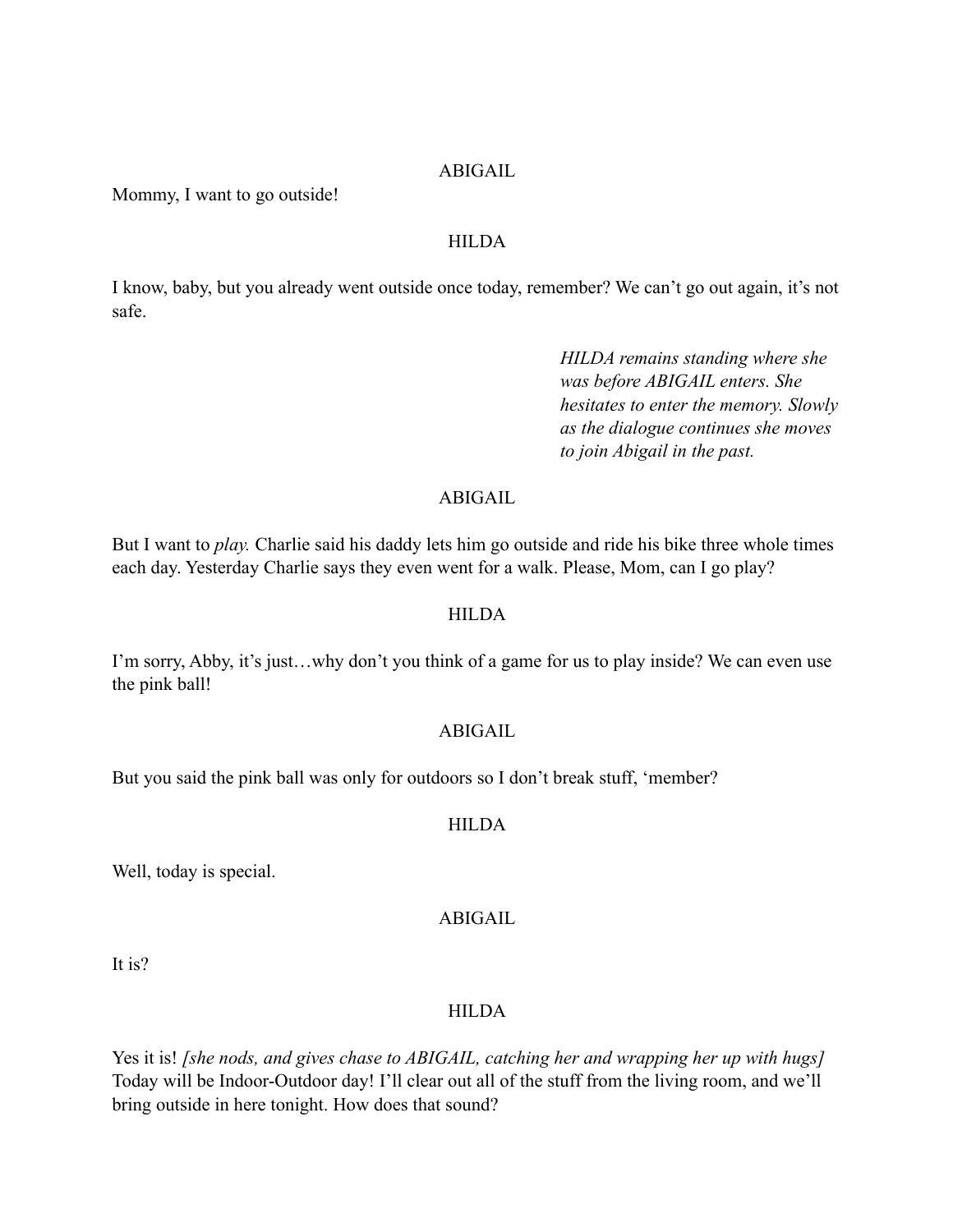ABIGAIL

Mommy, I want to go outside!

HILDA

I know, baby, but you already went outside once today, remember? We can't go out again, it's not safe.

*HILDA remains standing where she was before ABIGAIL enters. She hesitates to enter the memory. Slowly as the dialogue continues she moves to join Abigail in the past.*

ABIGAIL

But I want to *play.* Charlie said his daddy lets him go outside and ride his bike three whole times each day. Yesterday Charlie says they even went for a walk. Please, Mom, can I go play?

HILDA

I'm sorry, Abby, it's just…why don't you think of a game for us to play inside? We can even use the pink ball!

ABIGAIL

But you said the pink ball was only for outdoors so I don't break stuff, 'member?

HILDA

Well, today is special.

ABIGAIL

It is?

HILDA

Yes it is! *[she nods, and gives chase to ABIGAIL, catching her and wrapping her up with hugs]* Today will be Indoor-Outdoor day! I'll clear out all of the stuff from the living room, and we'll bring outside in here tonight. How does that sound?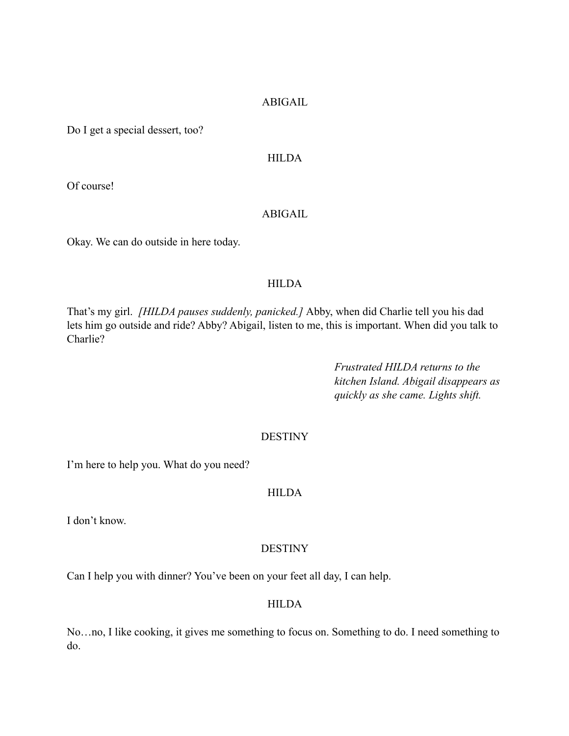ABIGAIL

Do I get a special dessert, too?

HILDA

Of course!

ABIGAIL

Okay. We can do outside in here today.

HILDA

That's my girl. *[HILDA pauses suddenly, panicked.]* Abby, when did Charlie tell you his dad lets him go outside and ride? Abby? Abigail, listen to me, this is important. When did you talk to Charlie?

*Frustrated HILDA returns to the kitchen Island. Abigail disappears as quickly as she came. Lights shift.*

DESTINY

I'm here to help you. What do you need?

HILDA

I don't know.

DESTINY

Can I help you with dinner? You've been on your feet all day, I can help.

HILDA

No…no, I like cooking, it gives me something to focus on. Something to do. I need something to do.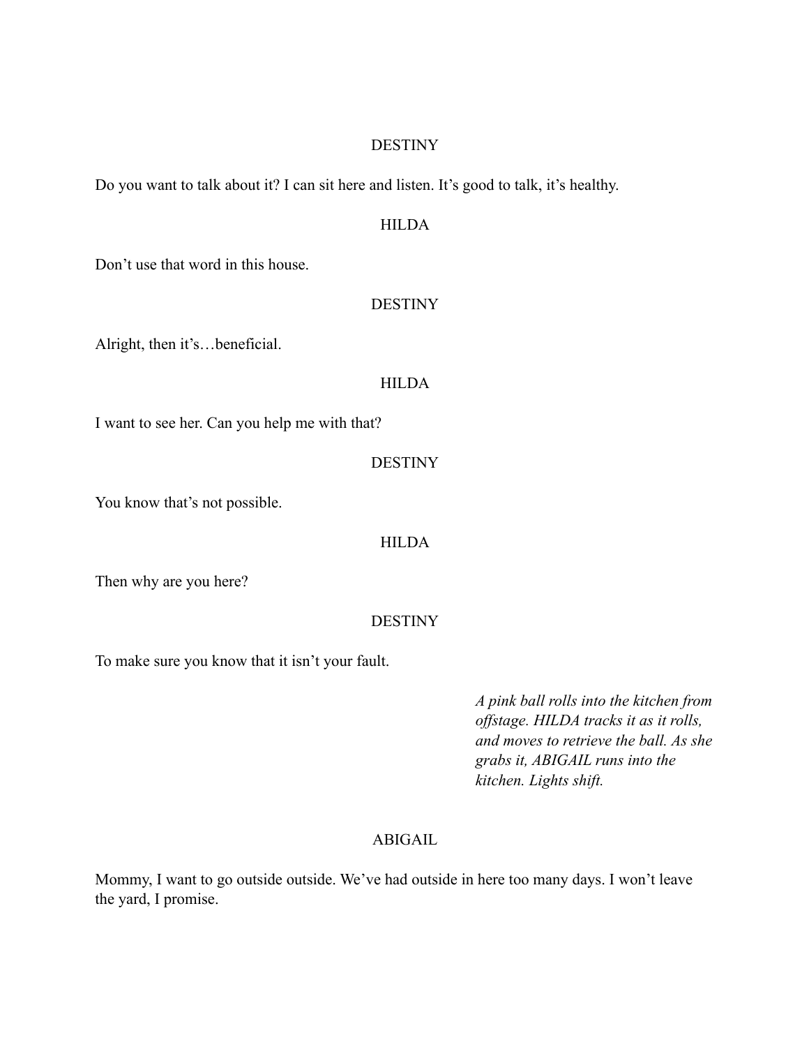DESTINY

Do you want to talk about it? I can sit here and listen. It's good to talk, it's healthy.

HILDA

Don't use that word in this house.

DESTINY

Alright, then it's…beneficial.

HILDA

I want to see her. Can you help me with that?

DESTINY

You know that's not possible.

HILDA

Then why are you here?

DESTINY

To make sure you know that it isn't your fault.

*A pink ball rolls into the kitchen from offstage. HILDA tracks it as it rolls, and moves to retrieve the ball. As she grabs it, ABIGAIL runs into the kitchen. Lights shift.*

ABIGAIL

Mommy, I want to go outside outside. We've had outside in here too many days. I won't leave the yard, I promise.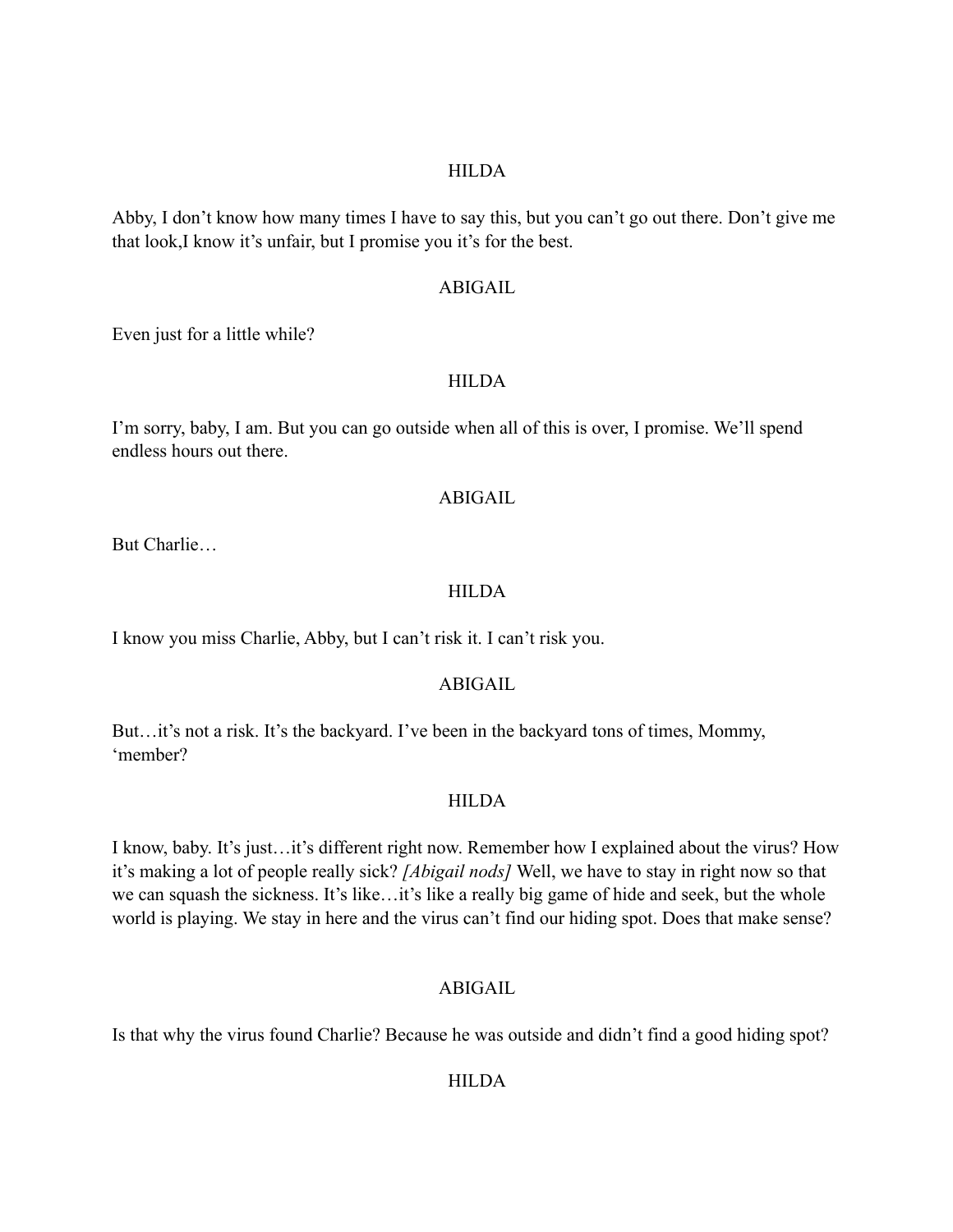HILDA

Abby, I don't know how many times I have to say this, but you can't go out there. Don't give me that look,I know it's unfair, but I promise you it's for the best.

ABIGAIL

Even just for a little while?

HILDA

I'm sorry, baby, I am. But you can go outside when all of this is over, I promise. We'll spend endless hours out there.

ABIGAIL

But Charlie…

HILDA

I know you miss Charlie, Abby, but I can't risk it. I can't risk you.

ABIGAIL

But…it's not a risk. It's the backyard. I've been in the backyard tons of times, Mommy, 'member?

HILDA

I know, baby. It's just…it's different right now. Remember how I explained about the virus? How it's making a lot of people really sick? *[Abigail nods]* Well, we have to stay in right now so that we can squash the sickness. It's like…it's like a really big game of hide and seek, but the whole world is playing. We stay in here and the virus can't find our hiding spot. Does that make sense?

ABIGAIL

Is that why the virus found Charlie? Because he was outside and didn't find a good hiding spot?

HILDA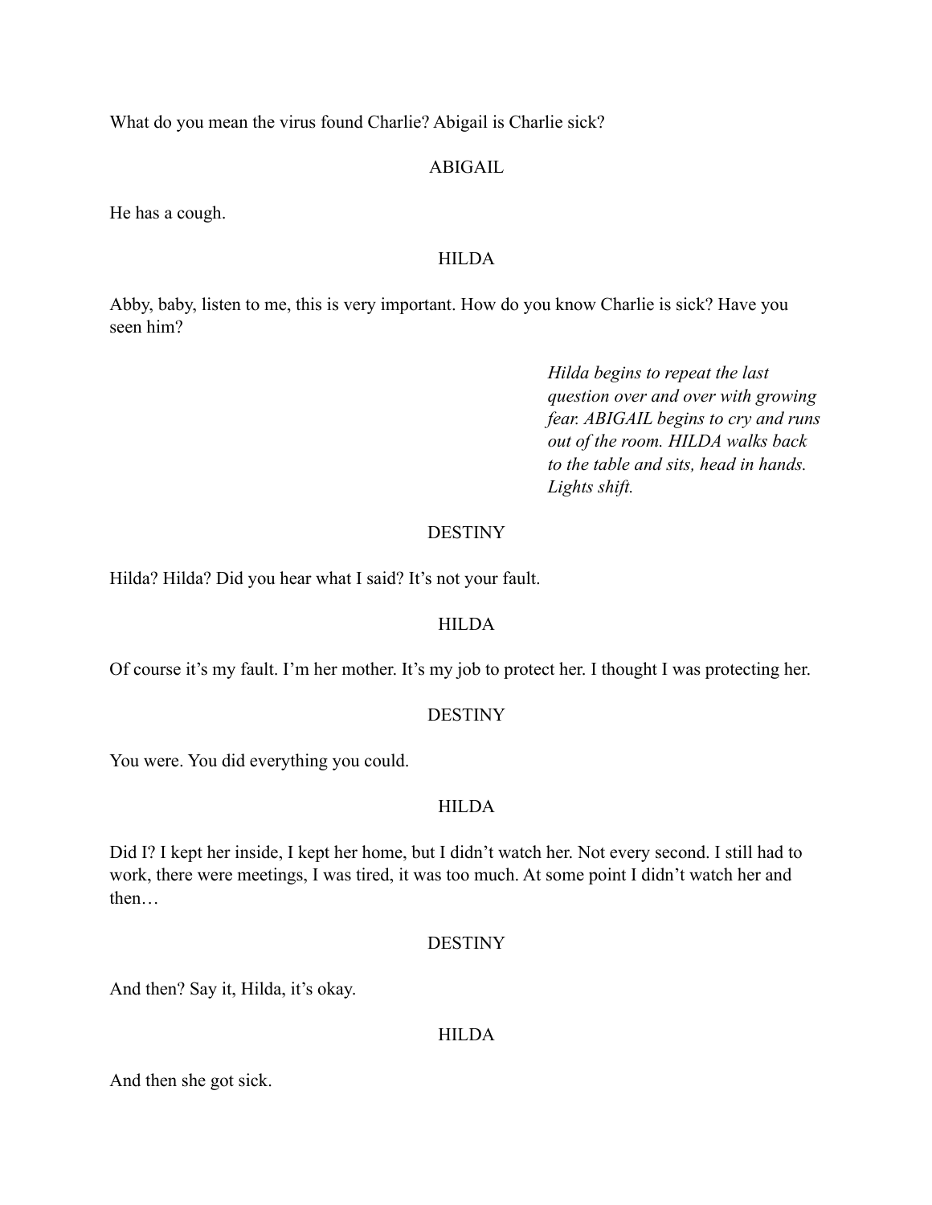What do you mean the virus found Charlie? Abigail is Charlie sick?

ABIGAIL

He has a cough.

HILDA

Abby, baby, listen to me, this is very important. How do you know Charlie is sick? Have you seen him?

*Hilda begins to repeat the last question over and over with growing fear. ABIGAIL begins to cry and runs out of the room. HILDA walks back to the table and sits, head in hands. Lights shift.*

DESTINY

Hilda? Hilda? Did you hear what I said? It's not your fault.

HILDA

Of course it's my fault. I'm her mother. It's my job to protect her. I thought I was protecting her.

DESTINY

You were. You did everything you could.

HILDA

Did I? I kept her inside, I kept her home, but I didn't watch her. Not every second. I still had to work, there were meetings, I was tired, it was too much. At some point I didn't watch her and then…

DESTINY

And then? Say it, Hilda, it's okay.

HILDA

And then she got sick.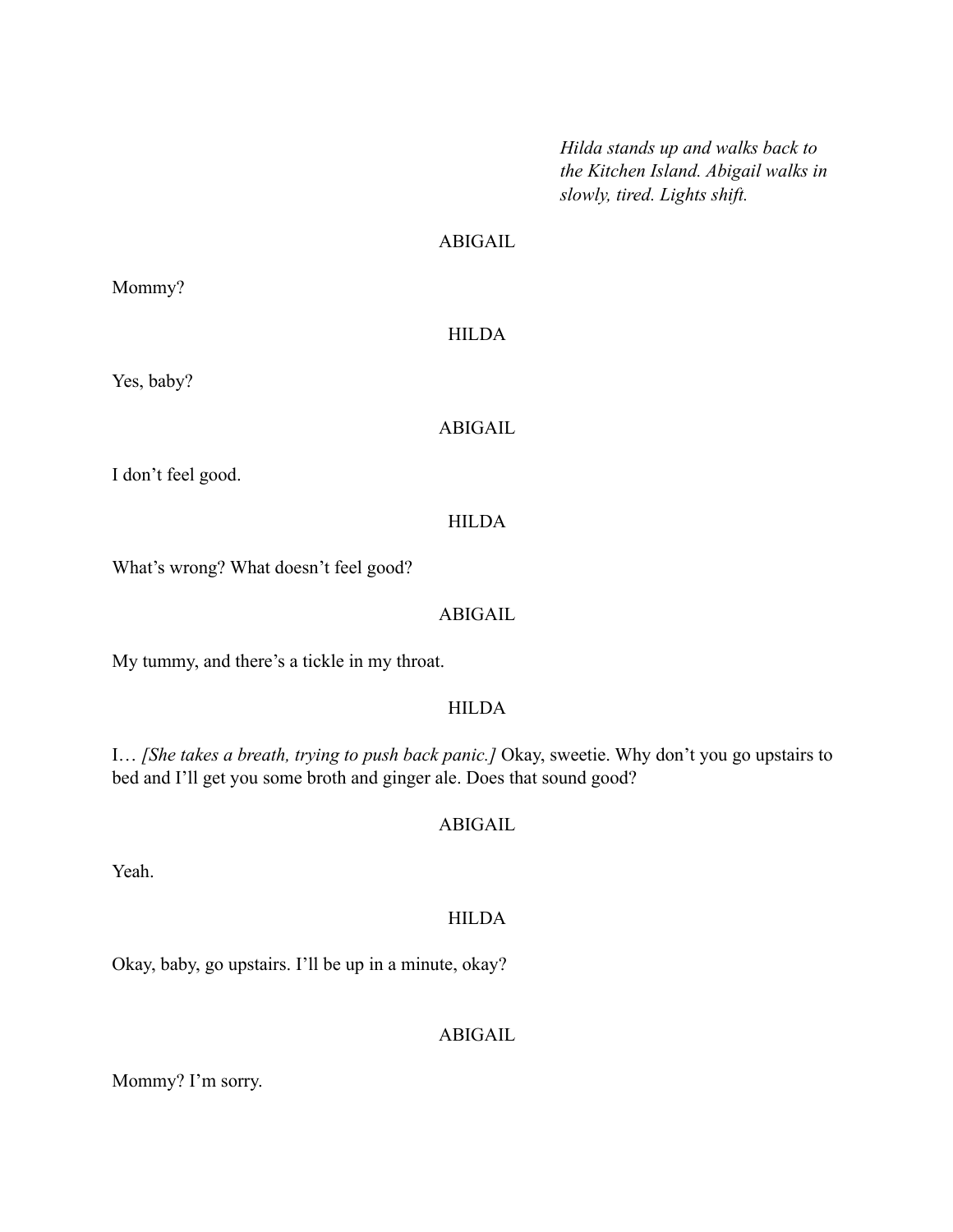*Hilda stands up and walks back to the Kitchen Island. Abigail walks in slowly, tired. Lights shift.*

ABIGAIL

Mommy?

HILDA

Yes, baby?

ABIGAIL

I don't feel good.

HILDA

What's wrong? What doesn't feel good?

ABIGAIL

My tummy, and there's a tickle in my throat.

HILDA

I… *[She takes a breath, trying to push back panic.]* Okay, sweetie. Why don't you go upstairs to bed and I'll get you some broth and ginger ale. Does that sound good?

ABIGAIL

Yeah.

HILDA

Okay, baby, go upstairs. I'll be up in a minute, okay?

ABIGAIL

Mommy? I'm sorry.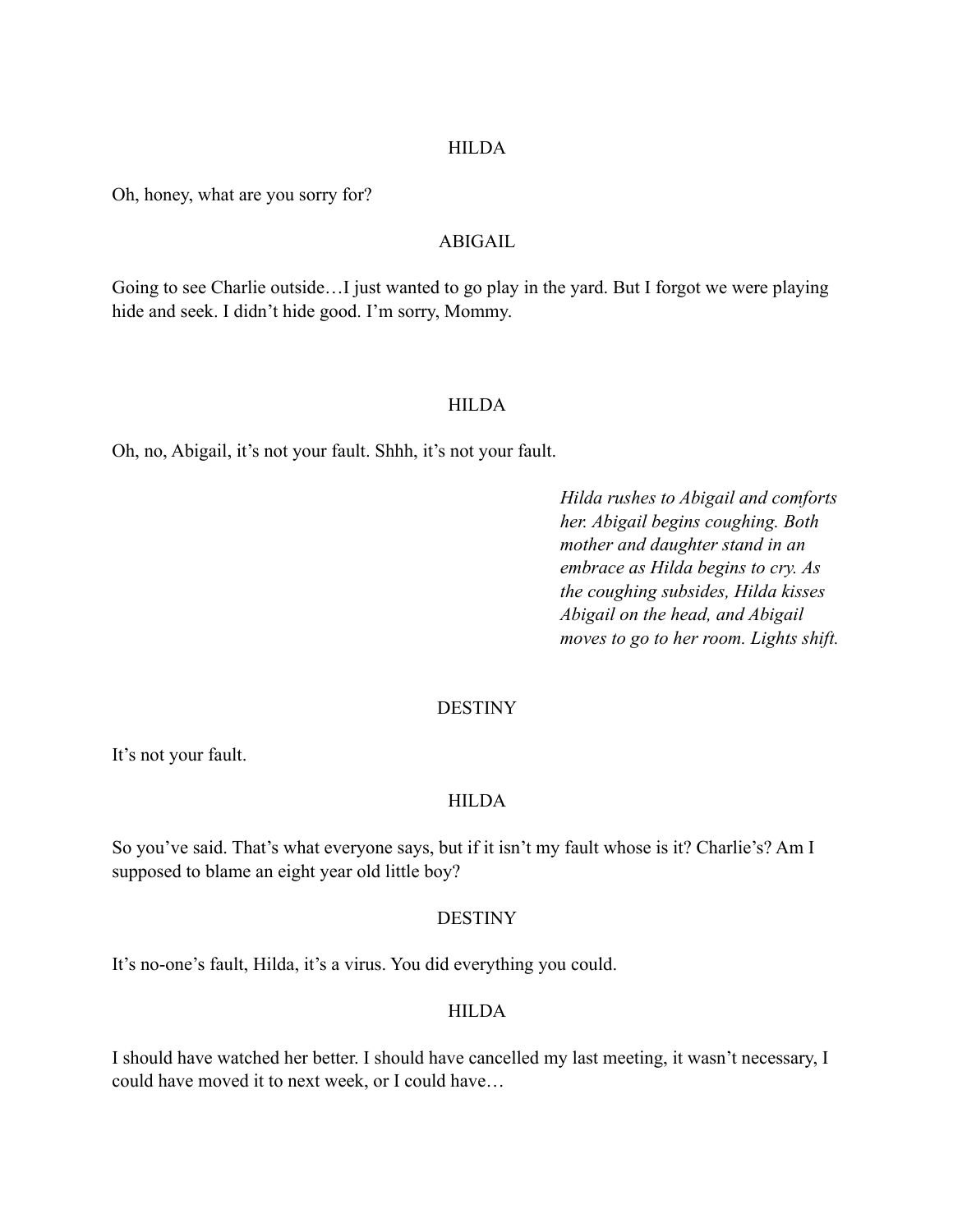HILDA

Oh, honey, what are you sorry for?

ABIGAIL

Going to see Charlie outside…I just wanted to go play in the yard. But I forgot we were playing hide and seek. I didn't hide good. I'm sorry, Mommy.

HILDA

Oh, no, Abigail, it's not your fault. Shhh, it's not your fault.

*Hilda rushes to Abigail and comforts her. Abigail begins coughing. Both mother and daughter stand in an embrace as Hilda begins to cry. As the coughing subsides, Hilda kisses Abigail on the head, and Abigail moves to go to her room. Lights shift.*

DESTINY

It's not your fault.

HILDA

So you've said. That's what everyone says, but if it isn't my fault whose is it? Charlie's? Am I supposed to blame an eight year old little boy?

DESTINY

It's no-one's fault, Hilda, it's a virus. You did everything you could.

HILDA

I should have watched her better. I should have cancelled my last meeting, it wasn't necessary, I could have moved it to next week, or I could have…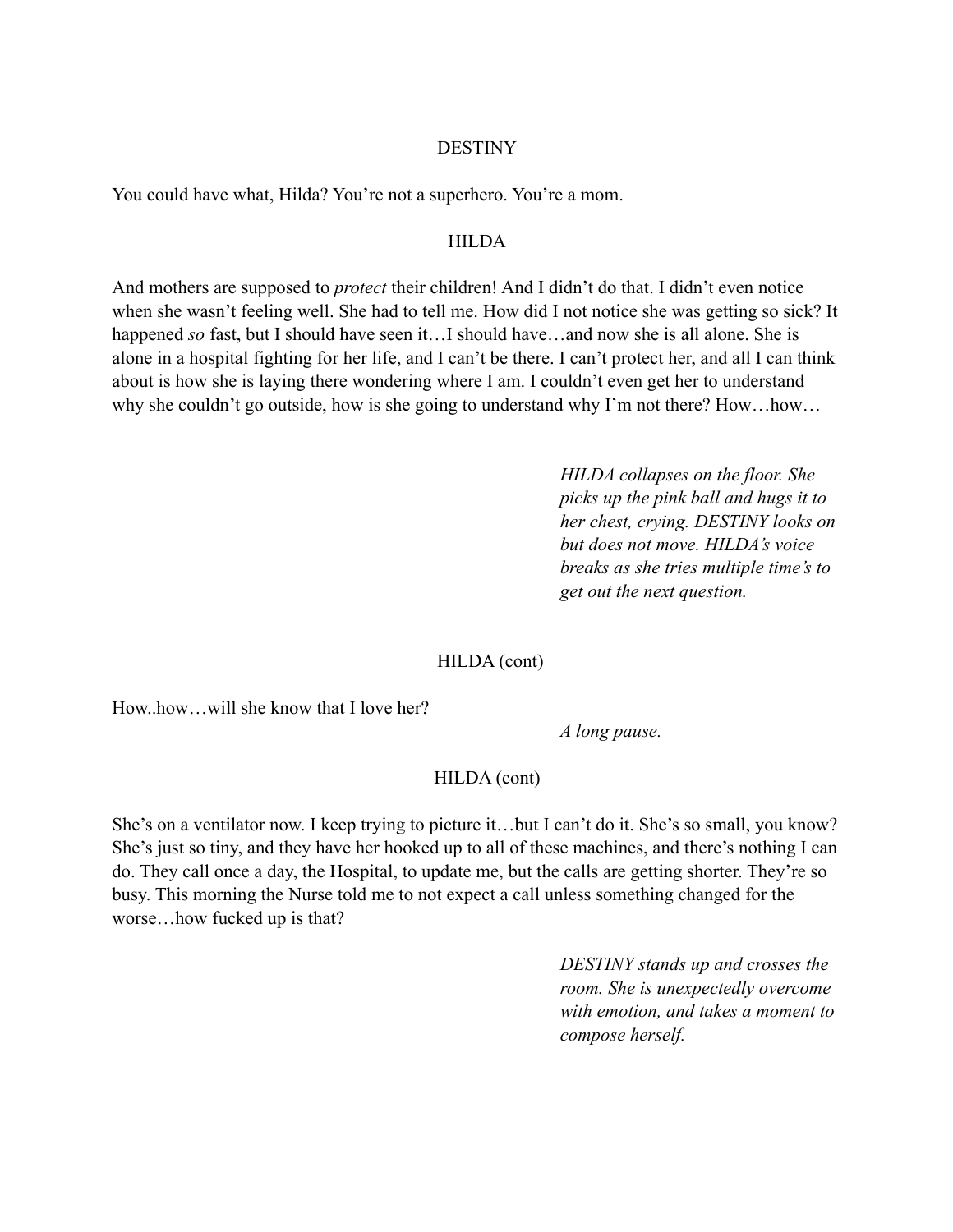DESTINY

You could have what, Hilda? You're not a superhero. You're a mom.

HILDA

And mothers are supposed to *protect* their children! And I didn't do that. I didn't even notice when she wasn't feeling well. She had to tell me. How did I not notice she was getting so sick? It happened *so* fast, but I should have seen it…I should have…and now she is all alone. She is alone in a hospital fighting for her life, and I can't be there. I can't protect her, and all I can think about is how she is laying there wondering where I am. I couldn't even get her to understand why she couldn't go outside, how is she going to understand why I'm not there? How…how…

*HILDA collapses on the floor. She picks up the pink ball and hugs it to her chest, crying. DESTINY looks on but does not move. HILDA's voice breaks as she tries multiple time's to get out the next question.*

HILDA (cont)

How..how…will she know that I love her?

*A long pause.*

HILDA (cont)

She's on a ventilator now. I keep trying to picture it…but I can't do it. She's so small, you know? She's just so tiny, and they have her hooked up to all of these machines, and there's nothing I can do. They call once a day, the Hospital, to update me, but the calls are getting shorter. They're so busy. This morning the Nurse told me to not expect a call unless something changed for the worse…how fucked up is that?

*DESTINY stands up and crosses the room. She is unexpectedly overcome with emotion, and takes a moment to compose herself.*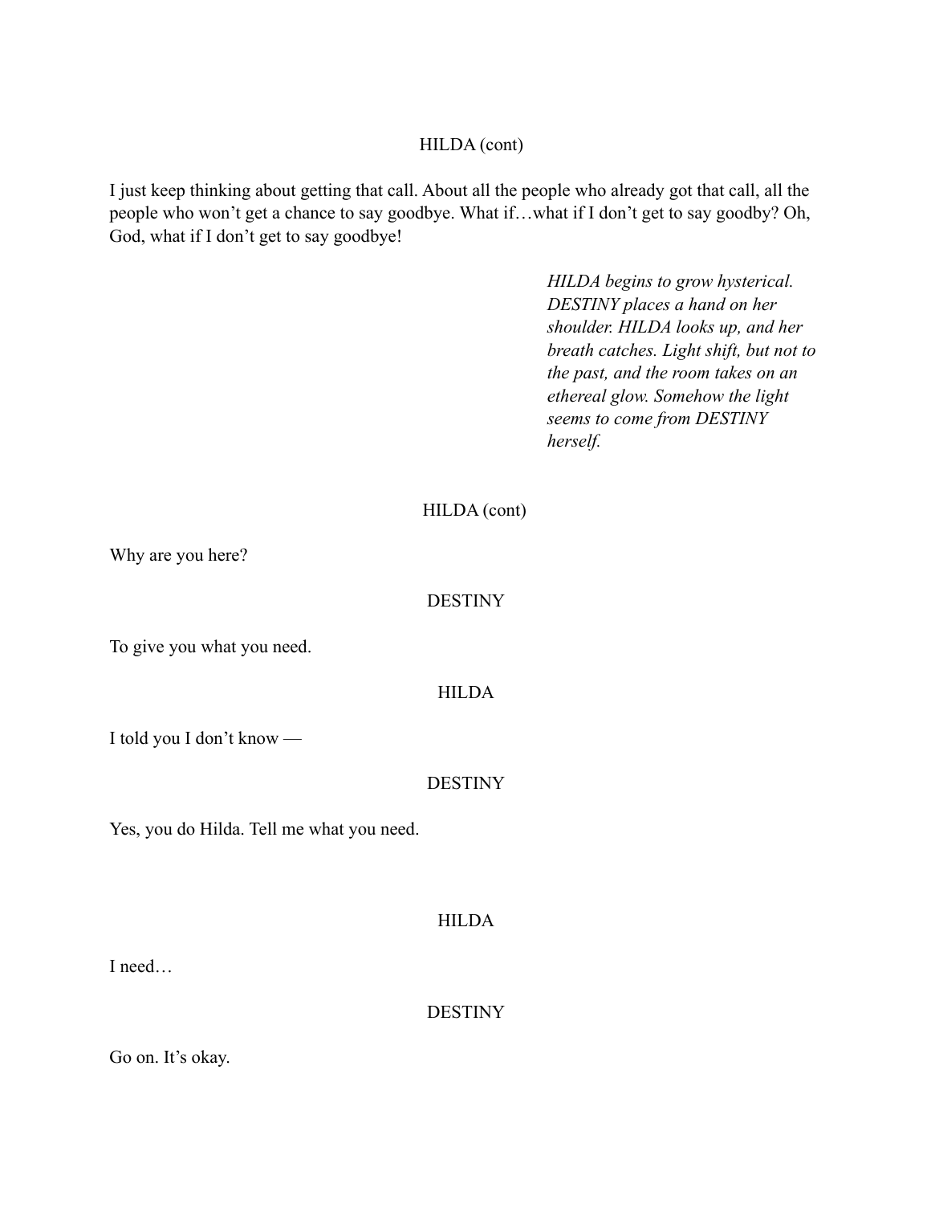HILDA (cont)

I just keep thinking about getting that call. About all the people who already got that call, all the people who won't get a chance to say goodbye. What if…what if I don't get to say goodby? Oh, God, what if I don't get to say goodbye!

*HILDA begins to grow hysterical. DESTINY places a hand on her shoulder. HILDA looks up, and her breath catches. Light shift, but not to the past, and the room takes on an ethereal glow. Somehow the light seems to come from DESTINY herself.*

HILDA (cont)

Why are you here?

DESTINY

To give you what you need.

HILDA

I told you I don't know —

DESTINY

Yes, you do Hilda. Tell me what you need.

HILDA

I need…

DESTINY

Go on. It's okay.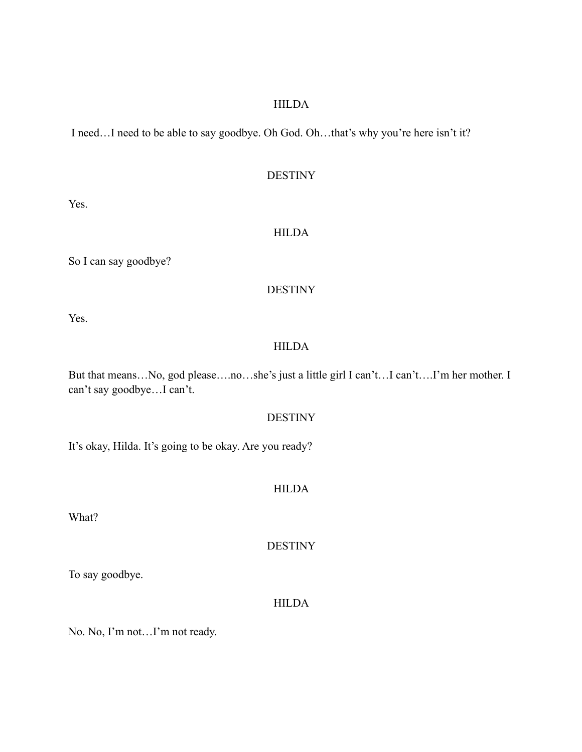HILDA

I need…I need to be able to say goodbye. Oh God. Oh…that's why you're here isn't it?

DESTINY

Yes.

HILDA

So I can say goodbye?

DESTINY

Yes.

HILDA

But that means…No, god please….no…she's just a little girl I can't…I can't….I'm her mother. I can't say goodbye…I can't.

DESTINY

It's okay, Hilda. It's going to be okay. Are you ready?

HILDA

What?

DESTINY

To say goodbye.

HILDA

No. No, I'm not…I'm not ready.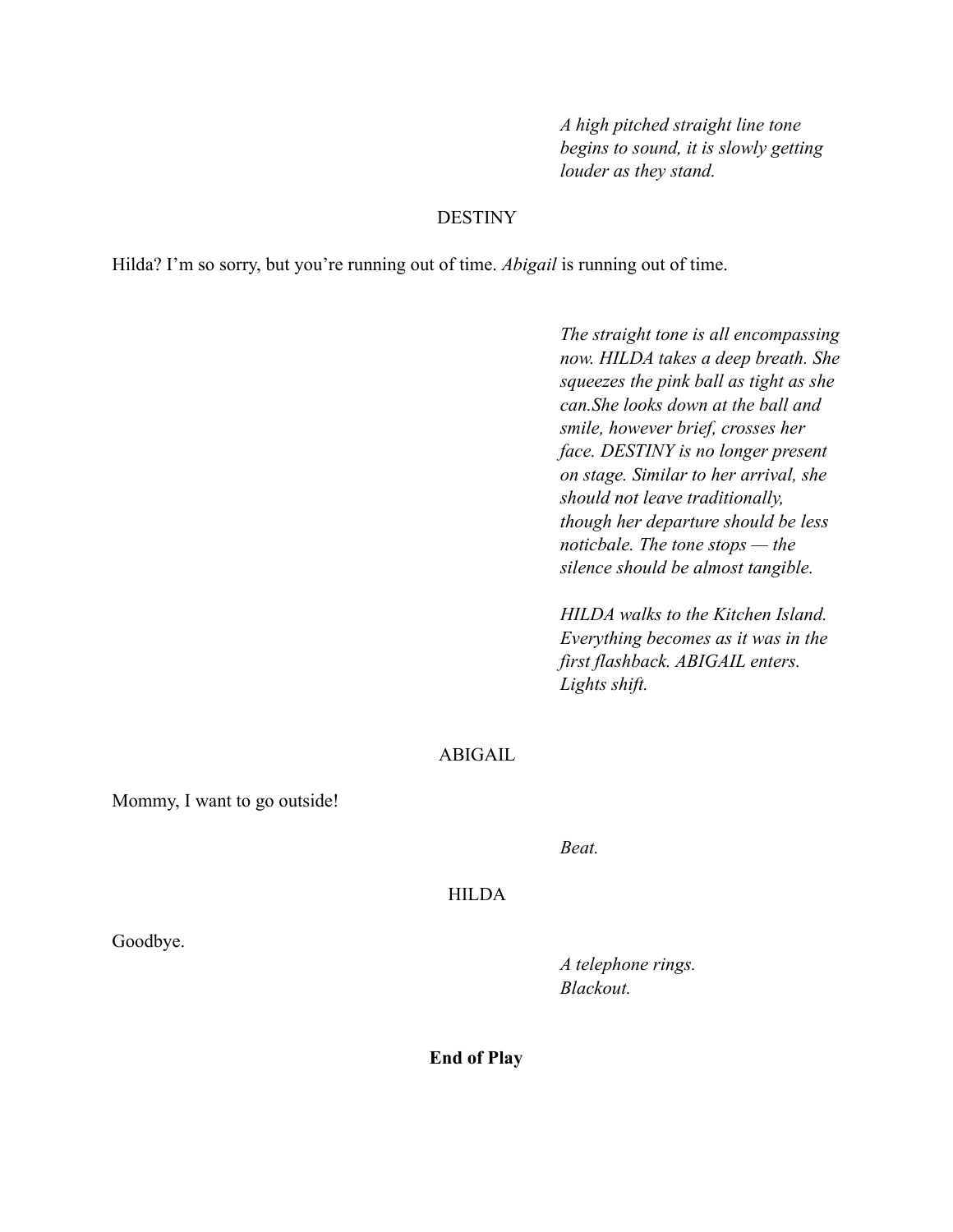*A high pitched straight line tone begins to sound, it is slowly getting louder as they stand.*

DESTINY

Hilda? I'm so sorry, but you're running out of time. *Abigail* is running out of time.

*The straight tone is all encompassing now. HILDA takes a deep breath. She squeezes the pink ball as tight as she can.She looks down at the ball and smile, however brief, crosses her face. DESTINY is no longer present on stage. Similar to her arrival, she should not leave traditionally, though her departure should be less noticbale. The tone stops — the silence should be almost tangible.*

*HILDA walks to the Kitchen Island. Everything becomes as it was in the first flashback. ABIGAIL enters. Lights shift.*

ABIGAIL

Mommy, I want to go outside!

*Beat.*

HILDA

Goodbye.

*A telephone rings.*
*Blackout.*

**End of Play**